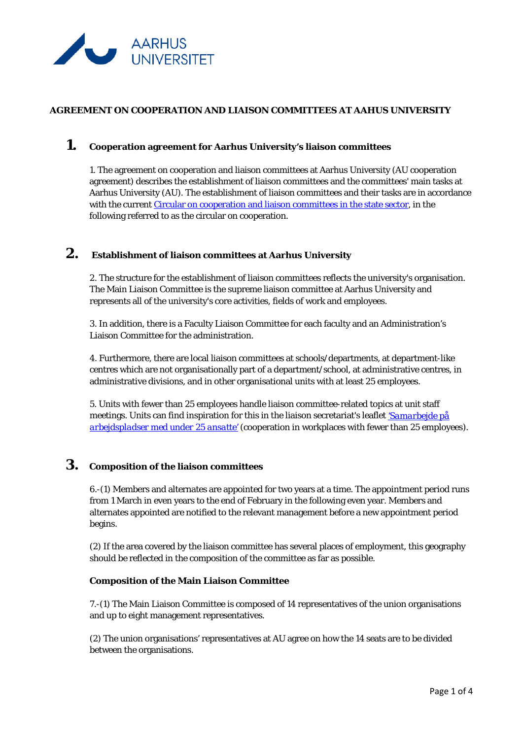# AGREEMENT ON COOPERATION AND LIAISON COMMITTEES AT AAHUS UNIVERSITY

## 1. Cooperation agreement for Aarhus University's liaison committees

1\. The agreement on cooperation and liaison committees at Aarhus University (AU cooperation agreement) describes the establishment of liaison committees and the committees' main tasks at Aarhus University (AU). The establishment of liaison committees and their tasks are in accordance with the current [Circular on cooperation and liaison committees in the state sector](), in the following referred to as the circular on cooperation.

## 2. Establishment of liaison committees at Aarhus University

2\. The structure for the establishment of liaison committees reflects the university's organisation. The Main Liaison Committee is the supreme liaison committee at Aarhus University and represents all of the university's core activities, fields of work and employees.

3\. In addition, there is a Faculty Liaison Committee for each faculty and an Administration's Liaison Committee for the administration.

4\. Furthermore, there are local liaison committees at schools/departments, at department-like centres which are not organisationally part of a department/school, at administrative centres, in administrative divisions, and in other organisational units with at least 25 employees.

5\. Units with fewer than 25 employees handle liaison committee-related topics at unit staff meetings. Units can find inspiration for this in the liaison secretariat's leaflet [*'Samarbejde på arbejdspladser med under 25 ansatte'*]() (cooperation in workplaces with fewer than 25 employees).

## 3. Composition of the liaison committees

6.-(1) Members and alternates are appointed for two years at a time. The appointment period runs from 1 March in even years to the end of February in the following even year. Members and alternates appointed are notified to the relevant management before a new appointment period begins.

(2) If the area covered by the liaison committee has several places of employment, this geography should be reflected in the composition of the committee as far as possible.

### Composition of the Main Liaison Committee

7.-(1) The Main Liaison Committee is composed of 14 representatives of the union organisations and up to eight management representatives.

(2) The union organisations' representatives at AU agree on how the 14 seats are to be divided between the organisations.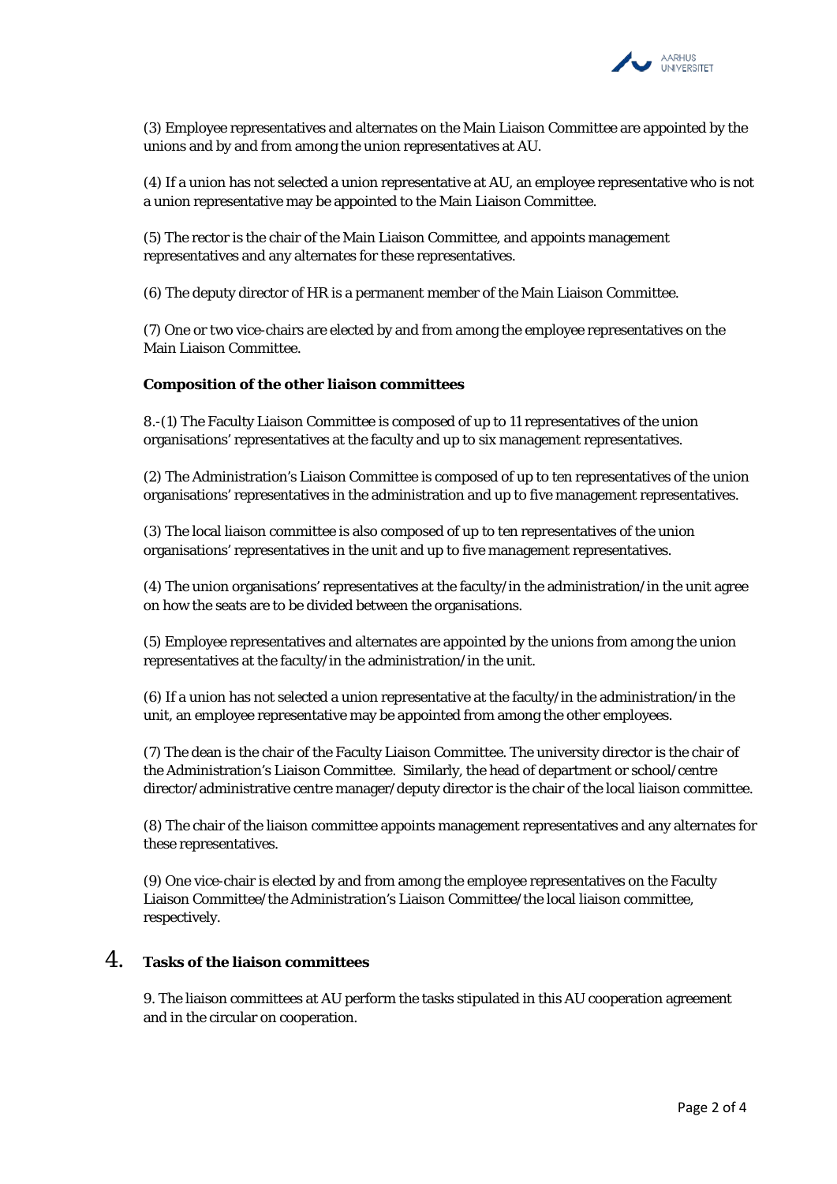(3) Employee representatives and alternates on the Main Liaison Committee are appointed by the unions and by and from among the union representatives at AU.

(4) If a union has not selected a union representative at AU, an employee representative who is not a union representative may be appointed to the Main Liaison Committee.

(5) The rector is the chair of the Main Liaison Committee, and appoints management representatives and any alternates for these representatives.

(6) The deputy director of HR is a permanent member of the Main Liaison Committee.

(7) One or two vice-chairs are elected by and from among the employee representatives on the Main Liaison Committee.

**Composition of the other liaison committees**

8.-(1) The Faculty Liaison Committee is composed of up to 11 representatives of the union organisations' representatives at the faculty and up to six management representatives.

(2) The Administration's Liaison Committee is composed of up to ten representatives of the union organisations' representatives in the administration and up to five management representatives.

(3) The local liaison committee is also composed of up to ten representatives of the union organisations' representatives in the unit and up to five management representatives.

(4) The union organisations' representatives at the faculty/in the administration/in the unit agree on how the seats are to be divided between the organisations.

(5) Employee representatives and alternates are appointed by the unions from among the union representatives at the faculty/in the administration/in the unit.

(6) If a union has not selected a union representative at the faculty/in the administration/in the unit, an employee representative may be appointed from among the other employees.

(7) The dean is the chair of the Faculty Liaison Committee. The university director is the chair of the Administration's Liaison Committee. Similarly, the head of department or school/centre director/administrative centre manager/deputy director is the chair of the local liaison committee.

(8) The chair of the liaison committee appoints management representatives and any alternates for these representatives.

(9) One vice-chair is elected by and from among the employee representatives on the Faculty Liaison Committee/the Administration's Liaison Committee/the local liaison committee, respectively.

## 4. Tasks of the liaison committees

9. The liaison committees at AU perform the tasks stipulated in this AU cooperation agreement and in the circular on cooperation.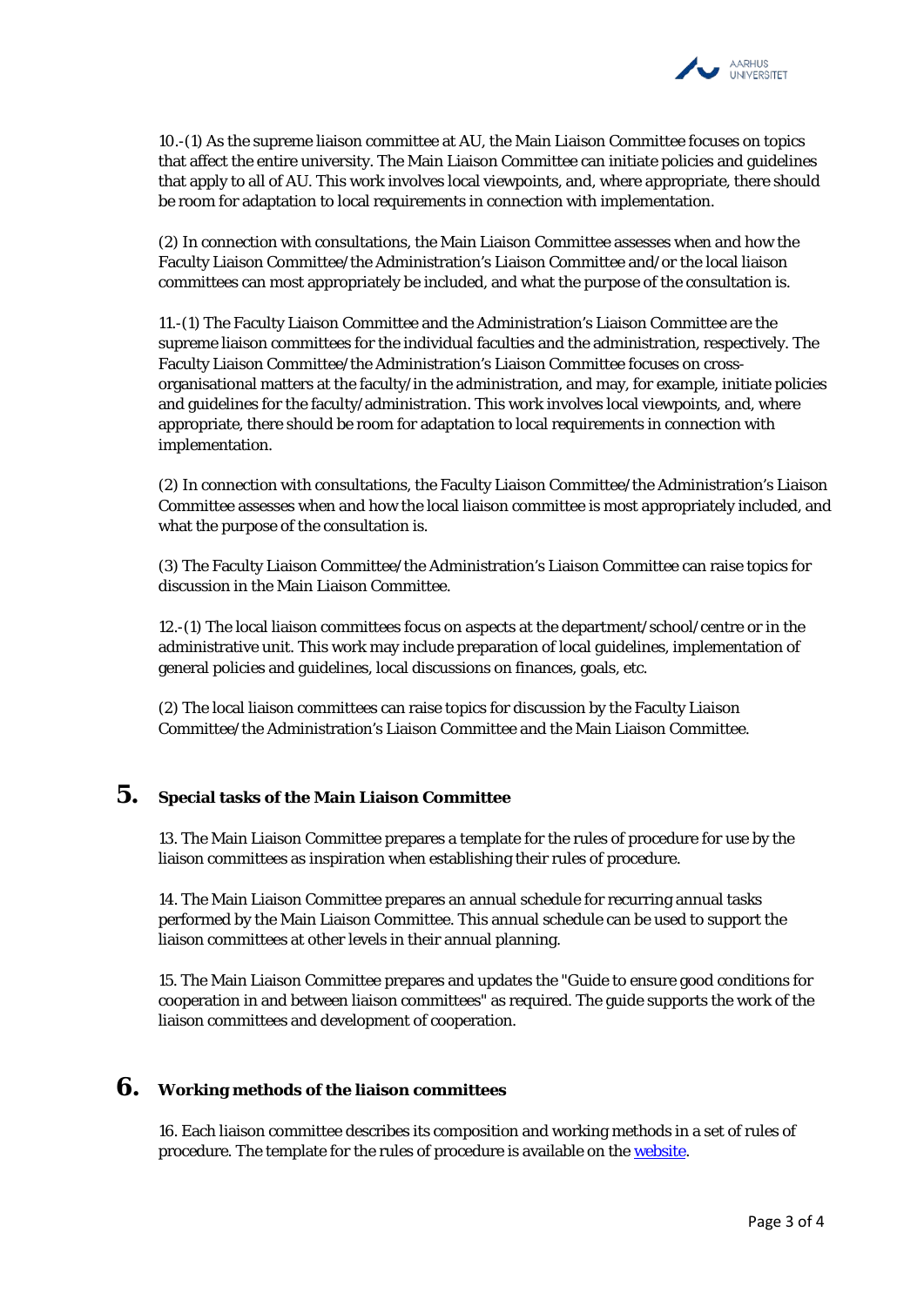10.-(1) As the supreme liaison committee at AU, the Main Liaison Committee focuses on topics that affect the entire university. The Main Liaison Committee can initiate policies and guidelines that apply to all of AU. This work involves local viewpoints, and, where appropriate, there should be room for adaptation to local requirements in connection with implementation.

(2) In connection with consultations, the Main Liaison Committee assesses when and how the Faculty Liaison Committee/the Administration's Liaison Committee and/or the local liaison committees can most appropriately be included, and what the purpose of the consultation is.

11.-(1) The Faculty Liaison Committee and the Administration's Liaison Committee are the supreme liaison committees for the individual faculties and the administration, respectively. The Faculty Liaison Committee/the Administration's Liaison Committee focuses on cross-organisational matters at the faculty/in the administration, and may, for example, initiate policies and guidelines for the faculty/administration. This work involves local viewpoints, and, where appropriate, there should be room for adaptation to local requirements in connection with implementation.

(2) In connection with consultations, the Faculty Liaison Committee/the Administration's Liaison Committee assesses when and how the local liaison committee is most appropriately included, and what the purpose of the consultation is.

(3) The Faculty Liaison Committee/the Administration's Liaison Committee can raise topics for discussion in the Main Liaison Committee.

12.-(1) The local liaison committees focus on aspects at the department/school/centre or in the administrative unit. This work may include preparation of local guidelines, implementation of general policies and guidelines, local discussions on finances, goals, etc.

(2) The local liaison committees can raise topics for discussion by the Faculty Liaison Committee/the Administration's Liaison Committee and the Main Liaison Committee.

## 5. Special tasks of the Main Liaison Committee

13. The Main Liaison Committee prepares a template for the rules of procedure for use by the liaison committees as inspiration when establishing their rules of procedure.

14. The Main Liaison Committee prepares an annual schedule for recurring annual tasks performed by the Main Liaison Committee. This annual schedule can be used to support the liaison committees at other levels in their annual planning.

15. The Main Liaison Committee prepares and updates the "Guide to ensure good conditions for cooperation in and between liaison committees" as required. The guide supports the work of the liaison committees and development of cooperation.

## 6. Working methods of the liaison committees

16. Each liaison committee describes its composition and working methods in a set of rules of procedure. The template for the rules of procedure is available on the website.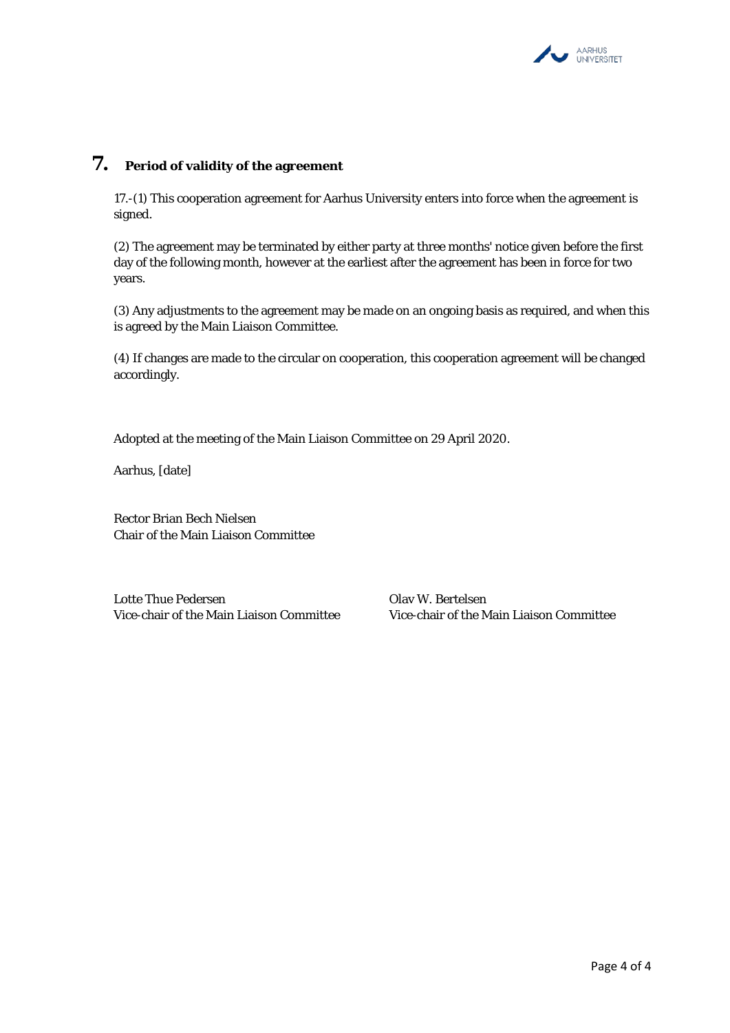## 7. Period of validity of the agreement

17.-(1) This cooperation agreement for Aarhus University enters into force when the agreement is signed.

(2) The agreement may be terminated by either party at three months' notice given before the first day of the following month, however at the earliest after the agreement has been in force for two years.

(3) Any adjustments to the agreement may be made on an ongoing basis as required, and when this is agreed by the Main Liaison Committee.

(4) If changes are made to the circular on cooperation, this cooperation agreement will be changed accordingly.

Adopted at the meeting of the Main Liaison Committee on 29 April 2020.

Aarhus, [date]

Rector Brian Bech Nielsen
Chair of the Main Liaison Committee

Lotte Thue Pedersen
Vice-chair of the Main Liaison Committee

Olav W. Bertelsen
Vice-chair of the Main Liaison Committee